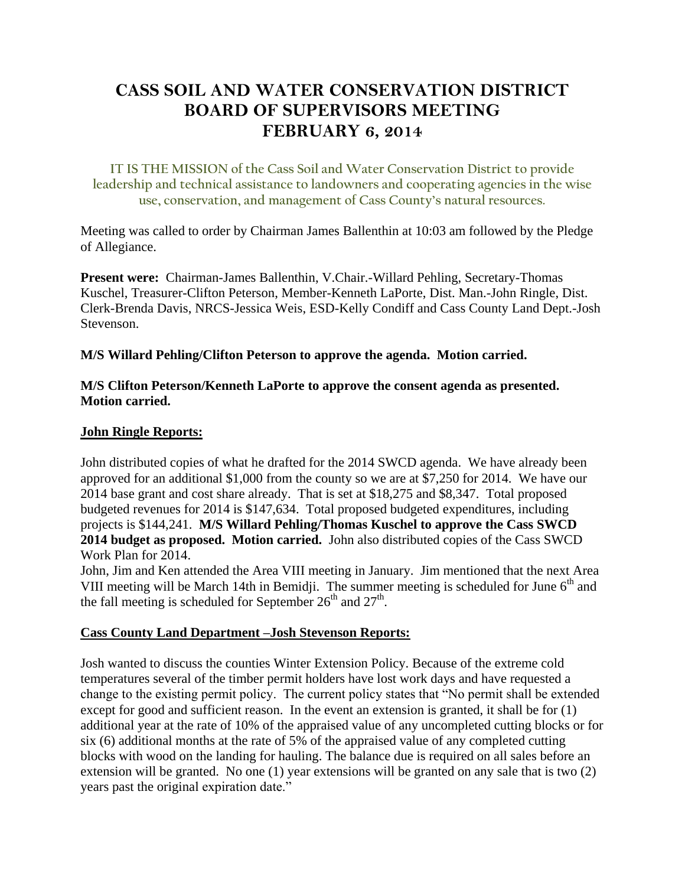# CASS SOIL AND WATER CONSERVATION DISTRICT
# BOARD OF SUPERVISORS MEETING
# FEBRUARY 6, 2014

IT IS THE MISSION of the Cass Soil and Water Conservation District to provide leadership and technical assistance to landowners and cooperating agencies in the wise use, conservation, and management of Cass County's natural resources.

Meeting was called to order by Chairman James Ballenthin at 10:03 am followed by the Pledge of Allegiance.

**Present were:** Chairman-James Ballenthin, V.Chair.-Willard Pehling, Secretary-Thomas Kuschel, Treasurer-Clifton Peterson, Member-Kenneth LaPorte, Dist. Man.-John Ringle, Dist. Clerk-Brenda Davis, NRCS-Jessica Weis, ESD-Kelly Condiff and Cass County Land Dept.-Josh Stevenson.

**M/S Willard Pehling/Clifton Peterson to approve the agenda. Motion carried.**

**M/S Clifton Peterson/Kenneth LaPorte to approve the consent agenda as presented. Motion carried.**

**John Ringle Reports:**

John distributed copies of what he drafted for the 2014 SWCD agenda. We have already been approved for an additional $1,000 from the county so we are at $7,250 for 2014. We have our 2014 base grant and cost share already. That is set at $18,275 and $8,347. Total proposed budgeted revenues for 2014 is $147,634. Total proposed budgeted expenditures, including projects is $144,241. **M/S Willard Pehling/Thomas Kuschel to approve the Cass SWCD 2014 budget as proposed. Motion carried.** John also distributed copies of the Cass SWCD Work Plan for 2014.

John, Jim and Ken attended the Area VIII meeting in January. Jim mentioned that the next Area VIII meeting will be March 14th in Bemidji. The summer meeting is scheduled for June 6th and the fall meeting is scheduled for September 26th and 27th.

**Cass County Land Department –Josh Stevenson Reports:**

Josh wanted to discuss the counties Winter Extension Policy. Because of the extreme cold temperatures several of the timber permit holders have lost work days and have requested a change to the existing permit policy. The current policy states that "No permit shall be extended except for good and sufficient reason. In the event an extension is granted, it shall be for (1) additional year at the rate of 10% of the appraised value of any uncompleted cutting blocks or for six (6) additional months at the rate of 5% of the appraised value of any completed cutting blocks with wood on the landing for hauling. The balance due is required on all sales before an extension will be granted. No one (1) year extensions will be granted on any sale that is two (2) years past the original expiration date."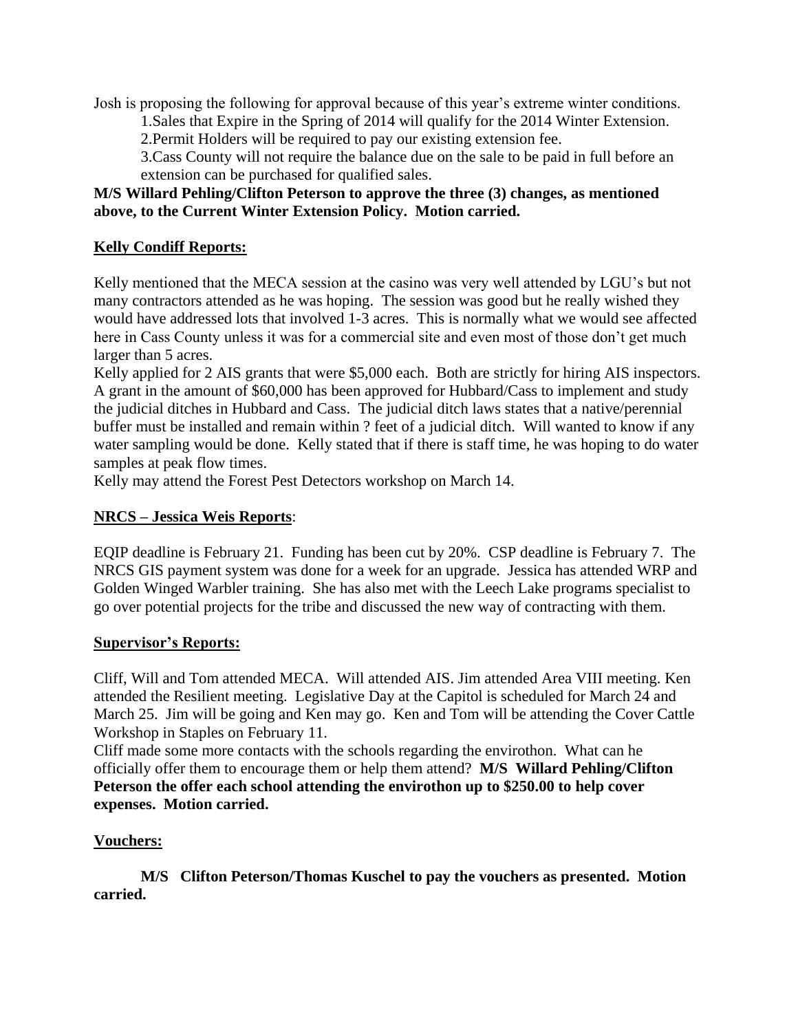Josh is proposing the following for approval because of this year's extreme winter conditions.

1. Sales that Expire in the Spring of 2014 will qualify for the 2014 Winter Extension.
2. Permit Holders will be required to pay our existing extension fee.
3. Cass County will not require the balance due on the sale to be paid in full before an extension can be purchased for qualified sales.

**M/S Willard Pehling/Clifton Peterson to approve the three (3) changes, as mentioned above, to the Current Winter Extension Policy. Motion carried.**

## Kelly Condiff Reports:

Kelly mentioned that the MECA session at the casino was very well attended by LGU's but not many contractors attended as he was hoping. The session was good but he really wished they would have addressed lots that involved 1-3 acres. This is normally what we would see affected here in Cass County unless it was for a commercial site and even most of those don't get much larger than 5 acres.

Kelly applied for 2 AIS grants that were $5,000 each. Both are strictly for hiring AIS inspectors. A grant in the amount of $60,000 has been approved for Hubbard/Cass to implement and study the judicial ditches in Hubbard and Cass. The judicial ditch laws states that a native/perennial buffer must be installed and remain within ? feet of a judicial ditch. Will wanted to know if any water sampling would be done. Kelly stated that if there is staff time, he was hoping to do water samples at peak flow times.

Kelly may attend the Forest Pest Detectors workshop on March 14.

## NRCS – Jessica Weis Reports:

EQIP deadline is February 21. Funding has been cut by 20%. CSP deadline is February 7. The NRCS GIS payment system was done for a week for an upgrade. Jessica has attended WRP and Golden Winged Warbler training. She has also met with the Leech Lake programs specialist to go over potential projects for the tribe and discussed the new way of contracting with them.

## Supervisor's Reports:

Cliff, Will and Tom attended MECA. Will attended AIS. Jim attended Area VIII meeting. Ken attended the Resilient meeting. Legislative Day at the Capitol is scheduled for March 24 and March 25. Jim will be going and Ken may go. Ken and Tom will be attending the Cover Cattle Workshop in Staples on February 11.

Cliff made some more contacts with the schools regarding the envirothon. What can he officially offer them to encourage them or help them attend? **M/S Willard Pehling/Clifton Peterson the offer each school attending the envirothon up to $250.00 to help cover expenses. Motion carried.**

## Vouchers:

**M/S Clifton Peterson/Thomas Kuschel to pay the vouchers as presented. Motion carried.**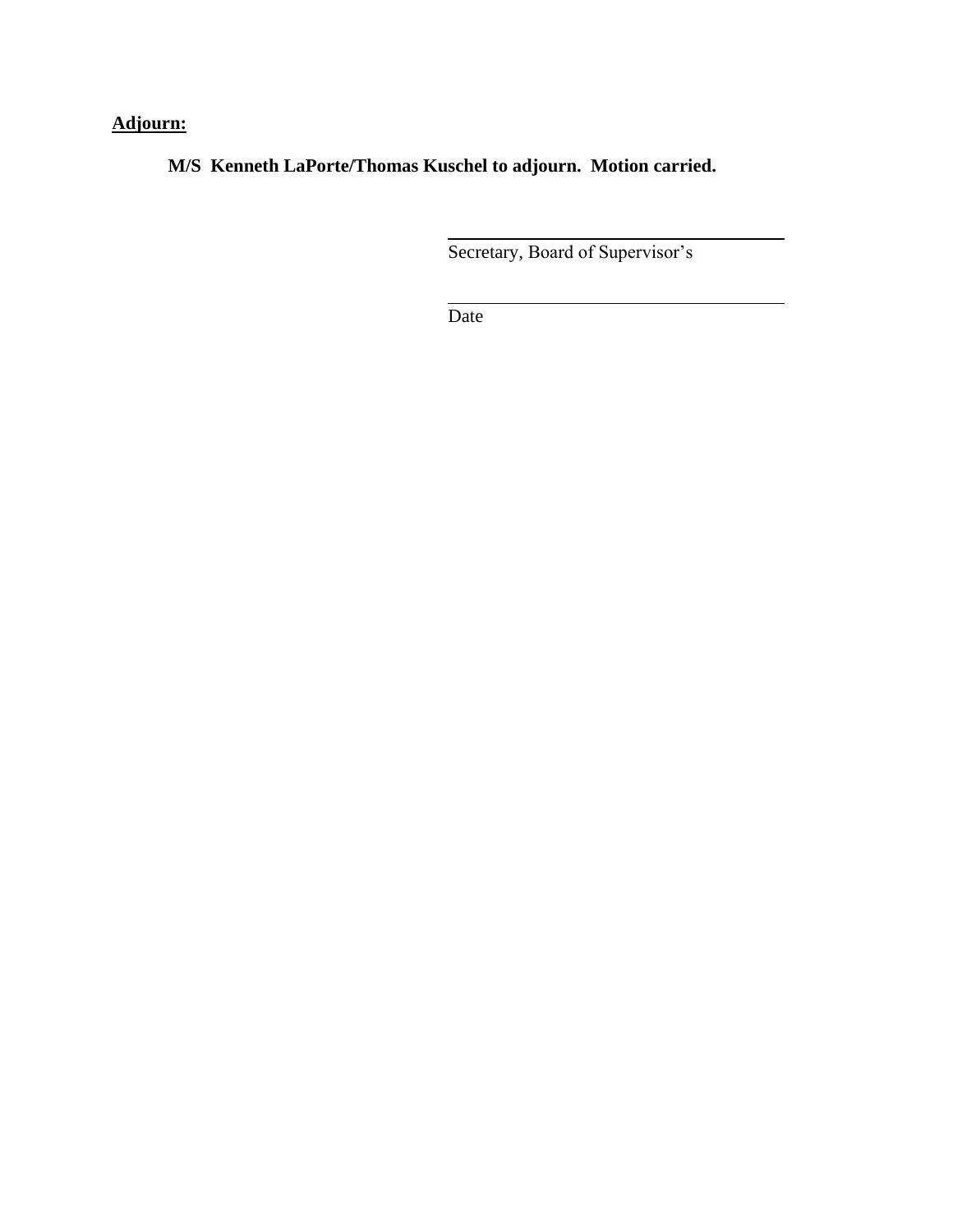**Adjourn:**

**M/S Kenneth LaPorte/Thomas Kuschel to adjourn. Motion carried.**

\_\_\_\_\_\_\_\_\_\_\_\_\_\_\_\_\_\_\_\_\_\_\_\_\_\_\_\_\_\_\_\_\_\_\_\_

Secretary, Board of Supervisor's

\_\_\_\_\_\_\_\_\_\_\_\_\_\_\_\_\_\_\_\_\_\_\_\_\_\_\_\_\_\_\_\_\_\_\_\_

Date